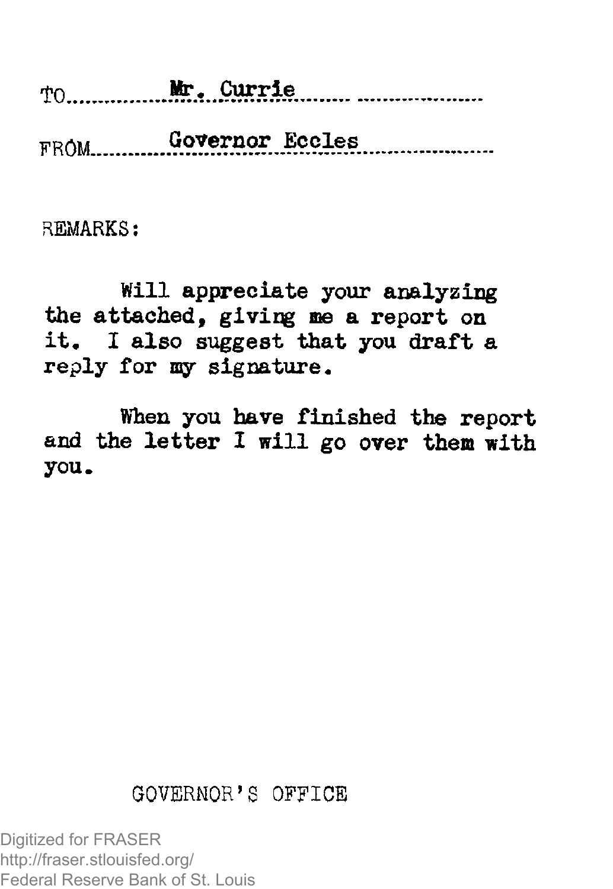TO Mr. Currie

FROM Governor Eccles

REMARKS:

Will appreciate your analyzing the attached, giving me a report on it. I also suggest that you draft a reply for my signature.

When you have finished the report and the letter I will go over them with you.

GOVERNOR'S OFFICE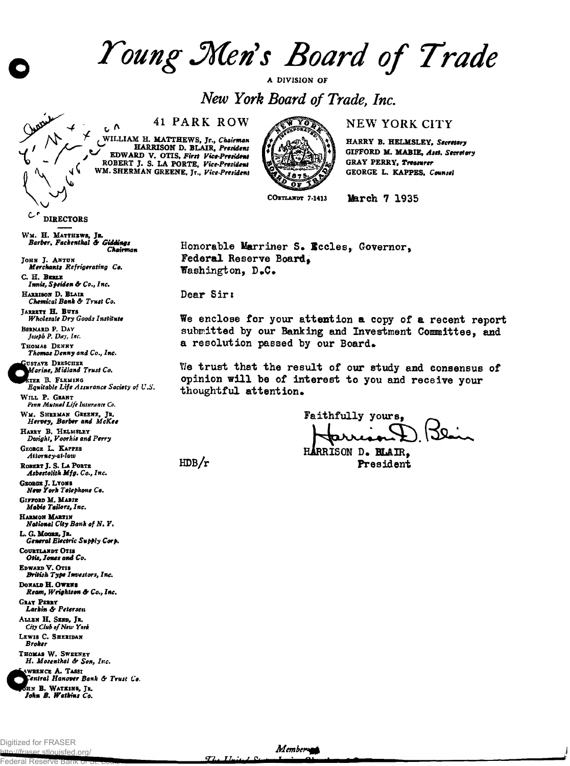# *Young Men's Board of Trade*

A DIVISION OF

*New York Board of Trade, Inc.*

41 PARK ROW

NEW YORK CITY

WILLIAM H. MATTHEWS, Jr., *Chairman*
HARRISON D. BLAIR, *President*
EDWARD V. OTIS, *First Vice-President*
ROBERT J. S. LA PORTE, *Vice-President*
WM. SHERMAN GREENE, Jr., *Vice-President*

HARRY B. HELMSLEY, *Secretary*
GIFFORD M. MABIE, *Asst. Secretary*
GRAY PERRY, *Treasurer*
GEORGE L. KAPPES, *Counsel*

CORTLANDT 7-1413

March 7 1935

DIRECTORS

WM. H. MATTHEWS, JR.
*Barber, Fackenthal & Giddings*
*Chairman*

JOHN J. ANTUN
*Merchants Refrigerating Co.*

C. H. BERLE
*Innis, Speiden & Co., Inc.*

HARRISON D. BLAIR
*Chemical Bank & Trust Co.*

JARRETT H. BUTS
*Wholesale Dry Goods Institute*

BERNARD P. DAY
*Joseph P. Day, Inc.*

THOMAS DENNY
*Thomas Denny and Co., Inc.*

GUSTAVE DRESCHER
*Marine, Midland Trust Co.*

PETER B. FLEMING
*Equitable Life Assurance Society of U.S.*

WILL P. GRANT
*Penn Mutual Life Insurance Co.*

WM. SHERMAN GREENE, JR.
*Hervey, Barber and McKee*

HARRY B. HELMSLEY
*Dwight, Voorhis and Perry*

GEORGE L. KAPPES
*Attorney-at-law*

ROBERT J. S. LA PORTE
*Asbestolith Mfg. Co., Inc.*

GEORGE J. LYONS
*New York Telephone Co.*

GIFFORD M. MABIE
*Mabie Tailors, Inc.*

HARMON MARTIN
*National City Bank of N. Y.*

L. G. MOORE, JR.
*General Electric Supply Corp.*

COURTLANDT OTIS
*Otis, Jones and Co.*

EDWARD V. OTIS
*British Type Investors, Inc.*

DONALD H. OWENS
*Ream, Wrightson & Co., Inc.*

GRAY PERRY
*Larkin & Petersen*

ALLEN H. SEED, JR.
*City Club of New York*

LEWIS C. SHERIDAN
*Broker*

THOMAS W. SWEENEY
*H. Mosenthal & Son, Inc.*

LAWRENCE A. TASSI
*Central Hanover Bank & Trust Co.*

JOHN B. WATKINS, JR.
*John B. Watkins Co.*

Honorable Marriner S. Eccles, Governor,
Federal Reserve Board,
Washington, D.C.

Dear Sir:

We enclose for your attention a copy of a recent report submitted by our Banking and Investment Committee, and a resolution passed by our Board.

We trust that the result of our study and consensus of opinion will be of interest to you and receive your thoughtful attention.

Faithfully yours,

Harrison D. Blair

HARRISON D. BLAIR,
President

HDB/r